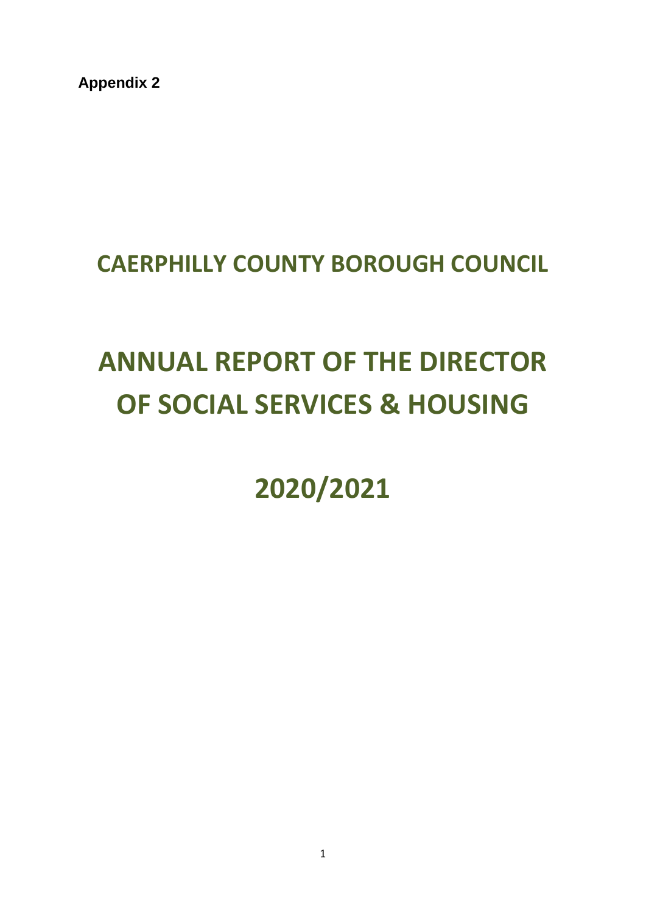**Appendix 2**

# CAERPHILLY COUNTY BOROUGH COUNCIL

# ANNUAL REPORT OF THE DIRECTOR OF SOCIAL SERVICES & HOUSING

# 2020/2021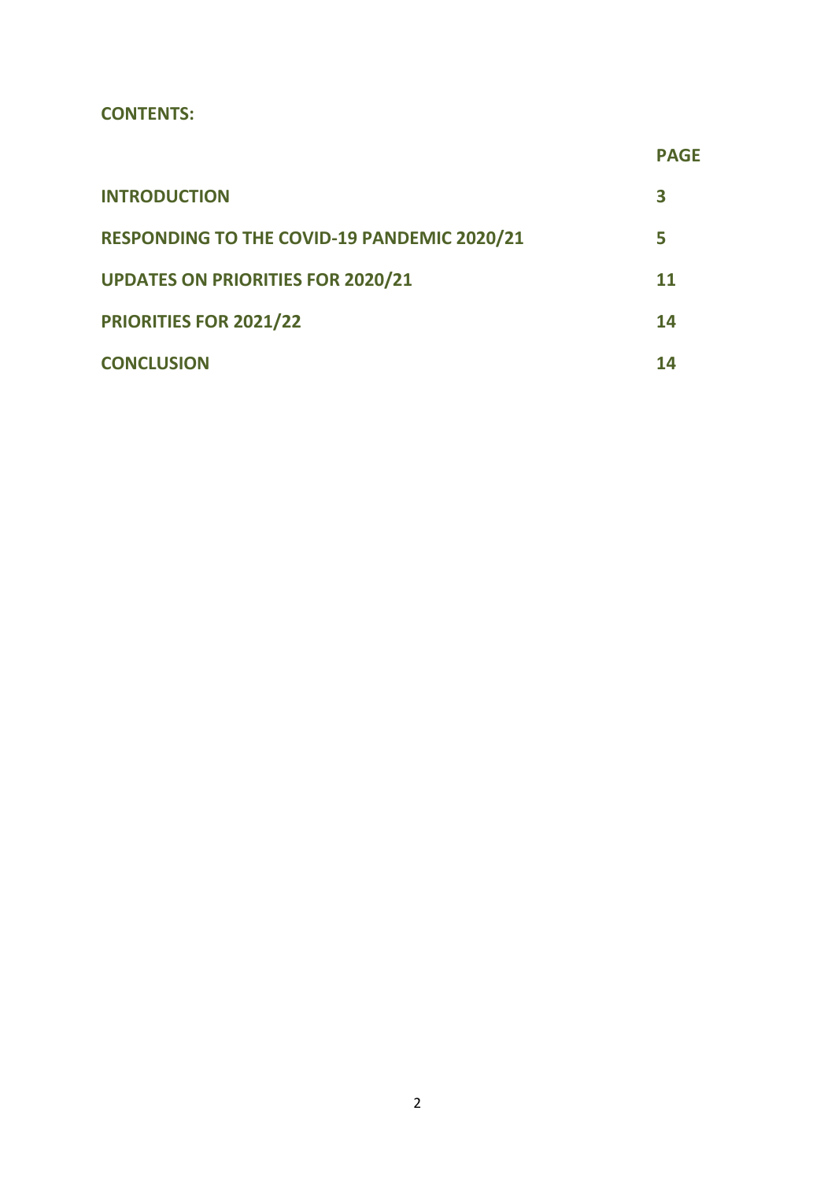**CONTENTS:**

| | PAGE |
|---|---|
| **INTRODUCTION** | **3** |
| **RESPONDING TO THE COVID-19 PANDEMIC 2020/21** | **5** |
| **UPDATES ON PRIORITIES FOR 2020/21** | **11** |
| **PRIORITIES FOR 2021/22** | **14** |
| **CONCLUSION** | **14** |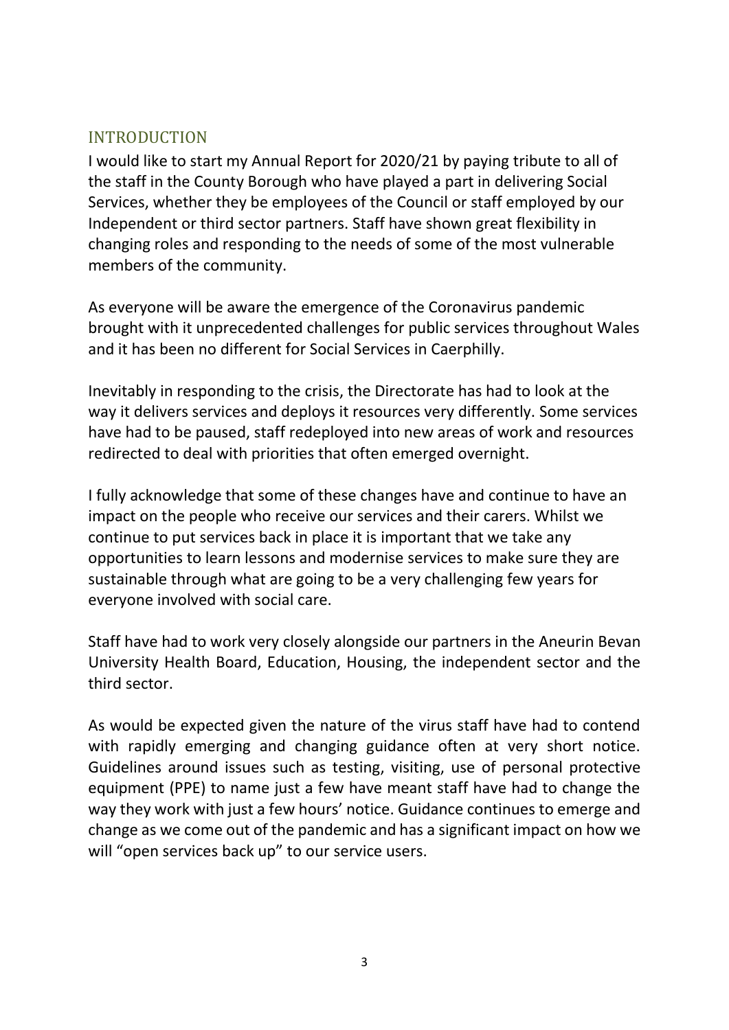## INTRODUCTION

I would like to start my Annual Report for 2020/21 by paying tribute to all of the staff in the County Borough who have played a part in delivering Social Services, whether they be employees of the Council or staff employed by our Independent or third sector partners. Staff have shown great flexibility in changing roles and responding to the needs of some of the most vulnerable members of the community.

As everyone will be aware the emergence of the Coronavirus pandemic brought with it unprecedented challenges for public services throughout Wales and it has been no different for Social Services in Caerphilly.

Inevitably in responding to the crisis, the Directorate has had to look at the way it delivers services and deploys it resources very differently. Some services have had to be paused, staff redeployed into new areas of work and resources redirected to deal with priorities that often emerged overnight.

I fully acknowledge that some of these changes have and continue to have an impact on the people who receive our services and their carers. Whilst we continue to put services back in place it is important that we take any opportunities to learn lessons and modernise services to make sure they are sustainable through what are going to be a very challenging few years for everyone involved with social care.

Staff have had to work very closely alongside our partners in the Aneurin Bevan University Health Board, Education, Housing, the independent sector and the third sector.

As would be expected given the nature of the virus staff have had to contend with rapidly emerging and changing guidance often at very short notice. Guidelines around issues such as testing, visiting, use of personal protective equipment (PPE) to name just a few have meant staff have had to change the way they work with just a few hours' notice. Guidance continues to emerge and change as we come out of the pandemic and has a significant impact on how we will "open services back up" to our service users.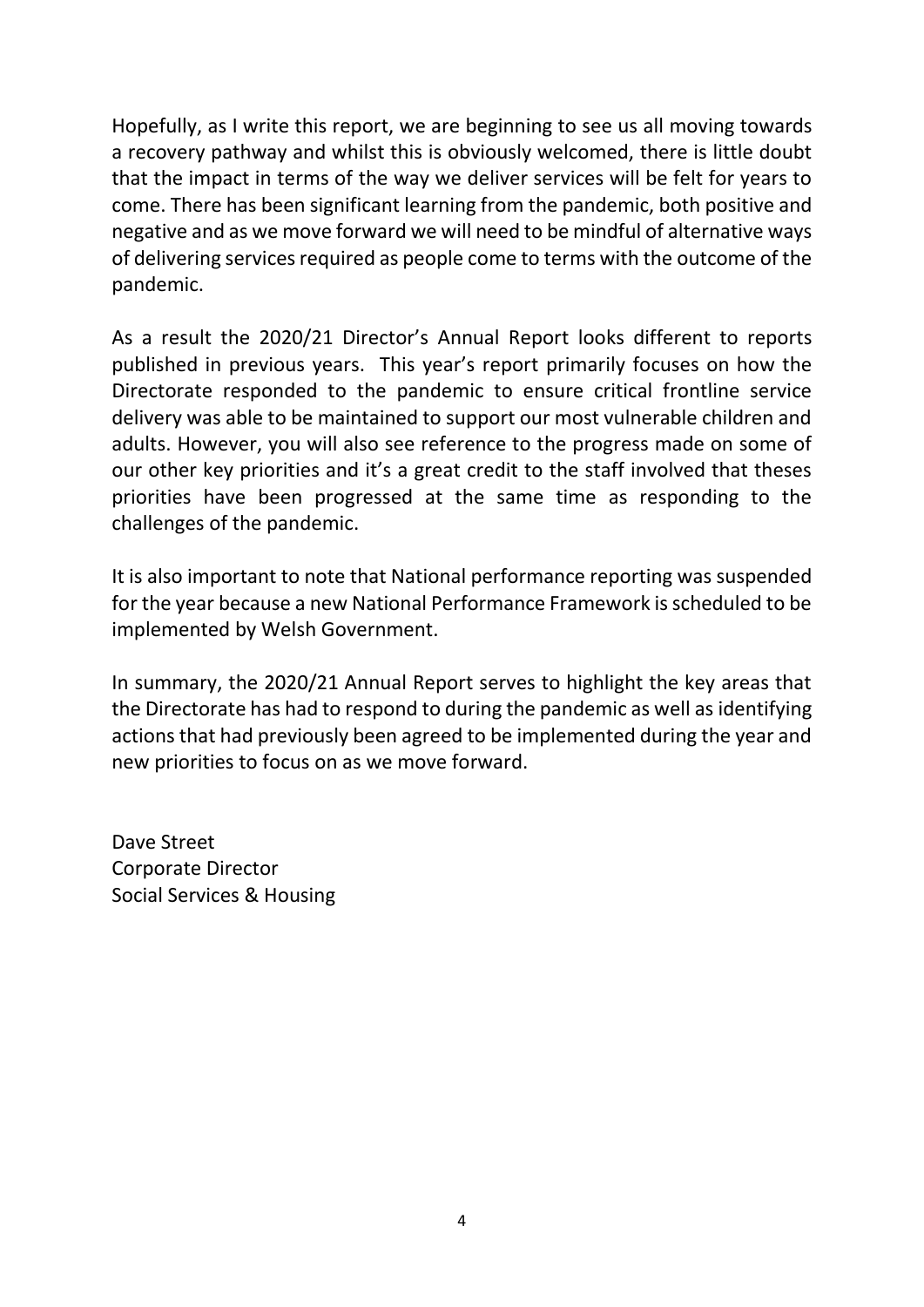Hopefully, as I write this report, we are beginning to see us all moving towards a recovery pathway and whilst this is obviously welcomed, there is little doubt that the impact in terms of the way we deliver services will be felt for years to come. There has been significant learning from the pandemic, both positive and negative and as we move forward we will need to be mindful of alternative ways of delivering services required as people come to terms with the outcome of the pandemic.

As a result the 2020/21 Director's Annual Report looks different to reports published in previous years. This year's report primarily focuses on how the Directorate responded to the pandemic to ensure critical frontline service delivery was able to be maintained to support our most vulnerable children and adults. However, you will also see reference to the progress made on some of our other key priorities and it's a great credit to the staff involved that theses priorities have been progressed at the same time as responding to the challenges of the pandemic.

It is also important to note that National performance reporting was suspended for the year because a new National Performance Framework is scheduled to be implemented by Welsh Government.

In summary, the 2020/21 Annual Report serves to highlight the key areas that the Directorate has had to respond to during the pandemic as well as identifying actions that had previously been agreed to be implemented during the year and new priorities to focus on as we move forward.

Dave Street  
Corporate Director  
Social Services & Housing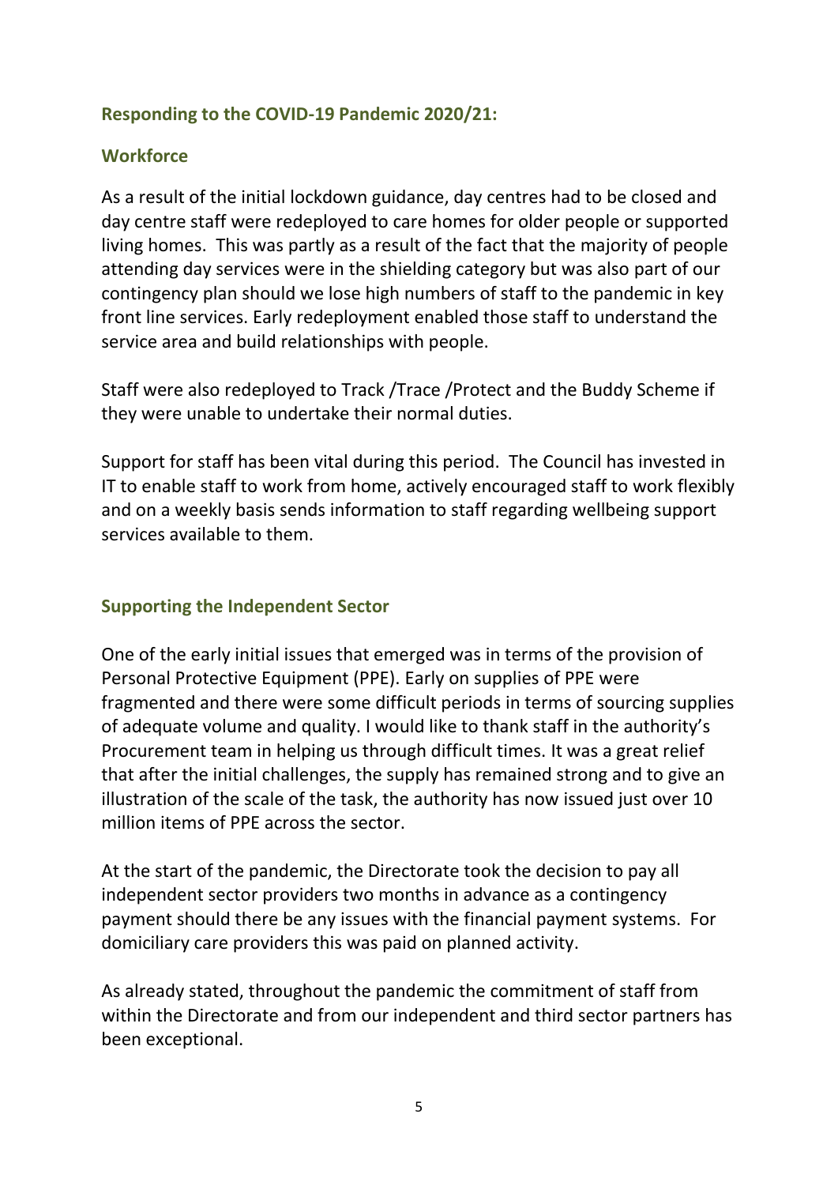## Responding to the COVID-19 Pandemic 2020/21:

### Workforce

As a result of the initial lockdown guidance, day centres had to be closed and day centre staff were redeployed to care homes for older people or supported living homes. This was partly as a result of the fact that the majority of people attending day services were in the shielding category but was also part of our contingency plan should we lose high numbers of staff to the pandemic in key front line services. Early redeployment enabled those staff to understand the service area and build relationships with people.

Staff were also redeployed to Track /Trace /Protect and the Buddy Scheme if they were unable to undertake their normal duties.

Support for staff has been vital during this period. The Council has invested in IT to enable staff to work from home, actively encouraged staff to work flexibly and on a weekly basis sends information to staff regarding wellbeing support services available to them.

### Supporting the Independent Sector

One of the early initial issues that emerged was in terms of the provision of Personal Protective Equipment (PPE). Early on supplies of PPE were fragmented and there were some difficult periods in terms of sourcing supplies of adequate volume and quality. I would like to thank staff in the authority's Procurement team in helping us through difficult times. It was a great relief that after the initial challenges, the supply has remained strong and to give an illustration of the scale of the task, the authority has now issued just over 10 million items of PPE across the sector.

At the start of the pandemic, the Directorate took the decision to pay all independent sector providers two months in advance as a contingency payment should there be any issues with the financial payment systems. For domiciliary care providers this was paid on planned activity.

As already stated, throughout the pandemic the commitment of staff from within the Directorate and from our independent and third sector partners has been exceptional.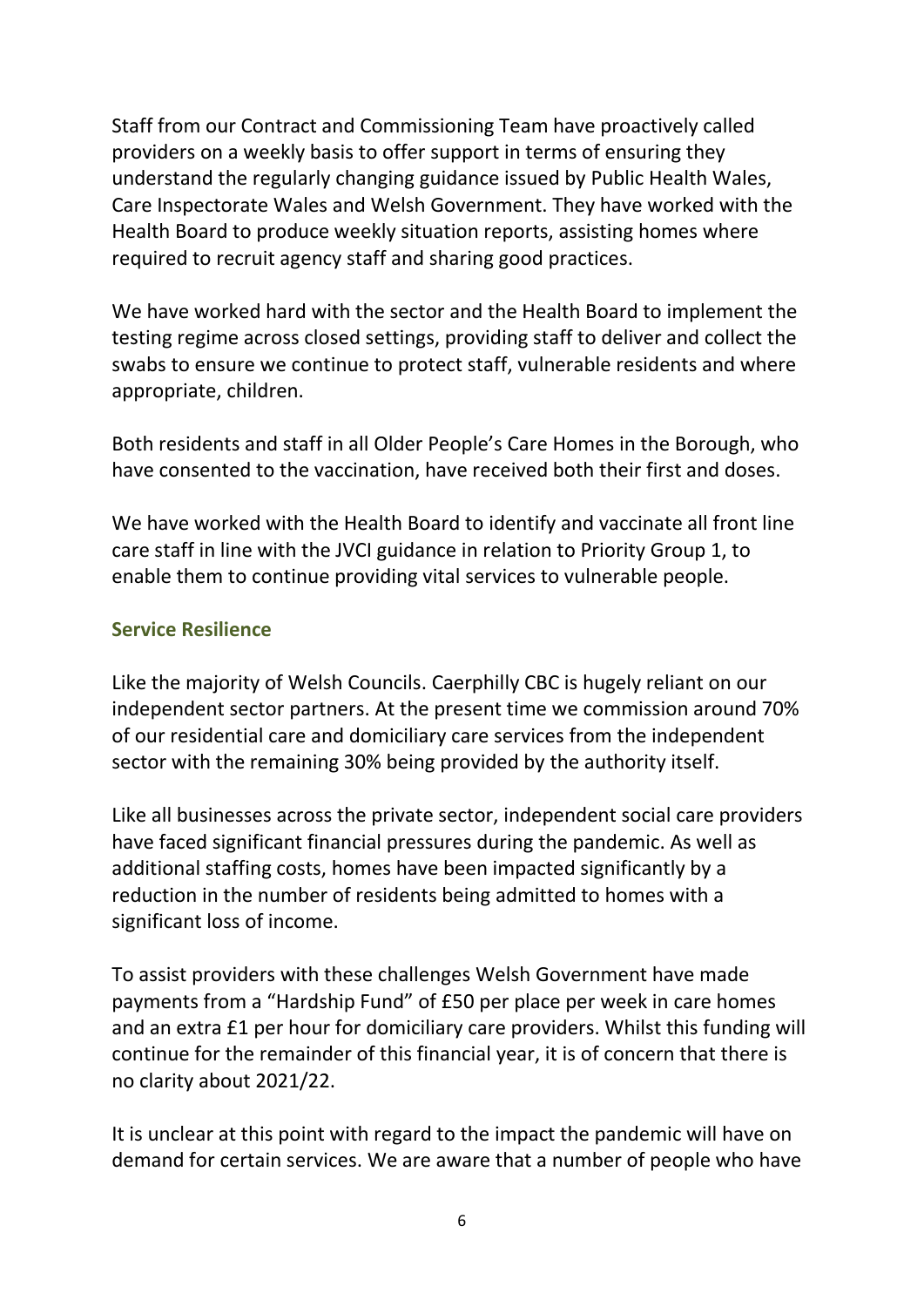Staff from our Contract and Commissioning Team have proactively called providers on a weekly basis to offer support in terms of ensuring they understand the regularly changing guidance issued by Public Health Wales, Care Inspectorate Wales and Welsh Government. They have worked with the Health Board to produce weekly situation reports, assisting homes where required to recruit agency staff and sharing good practices.

We have worked hard with the sector and the Health Board to implement the testing regime across closed settings, providing staff to deliver and collect the swabs to ensure we continue to protect staff, vulnerable residents and where appropriate, children.

Both residents and staff in all Older People's Care Homes in the Borough, who have consented to the vaccination, have received both their first and doses.

We have worked with the Health Board to identify and vaccinate all front line care staff in line with the JVCI guidance in relation to Priority Group 1, to enable them to continue providing vital services to vulnerable people.

### Service Resilience

Like the majority of Welsh Councils. Caerphilly CBC is hugely reliant on our independent sector partners. At the present time we commission around 70% of our residential care and domiciliary care services from the independent sector with the remaining 30% being provided by the authority itself.

Like all businesses across the private sector, independent social care providers have faced significant financial pressures during the pandemic. As well as additional staffing costs, homes have been impacted significantly by a reduction in the number of residents being admitted to homes with a significant loss of income.

To assist providers with these challenges Welsh Government have made payments from a "Hardship Fund" of £50 per place per week in care homes and an extra £1 per hour for domiciliary care providers. Whilst this funding will continue for the remainder of this financial year, it is of concern that there is no clarity about 2021/22.

It is unclear at this point with regard to the impact the pandemic will have on demand for certain services. We are aware that a number of people who have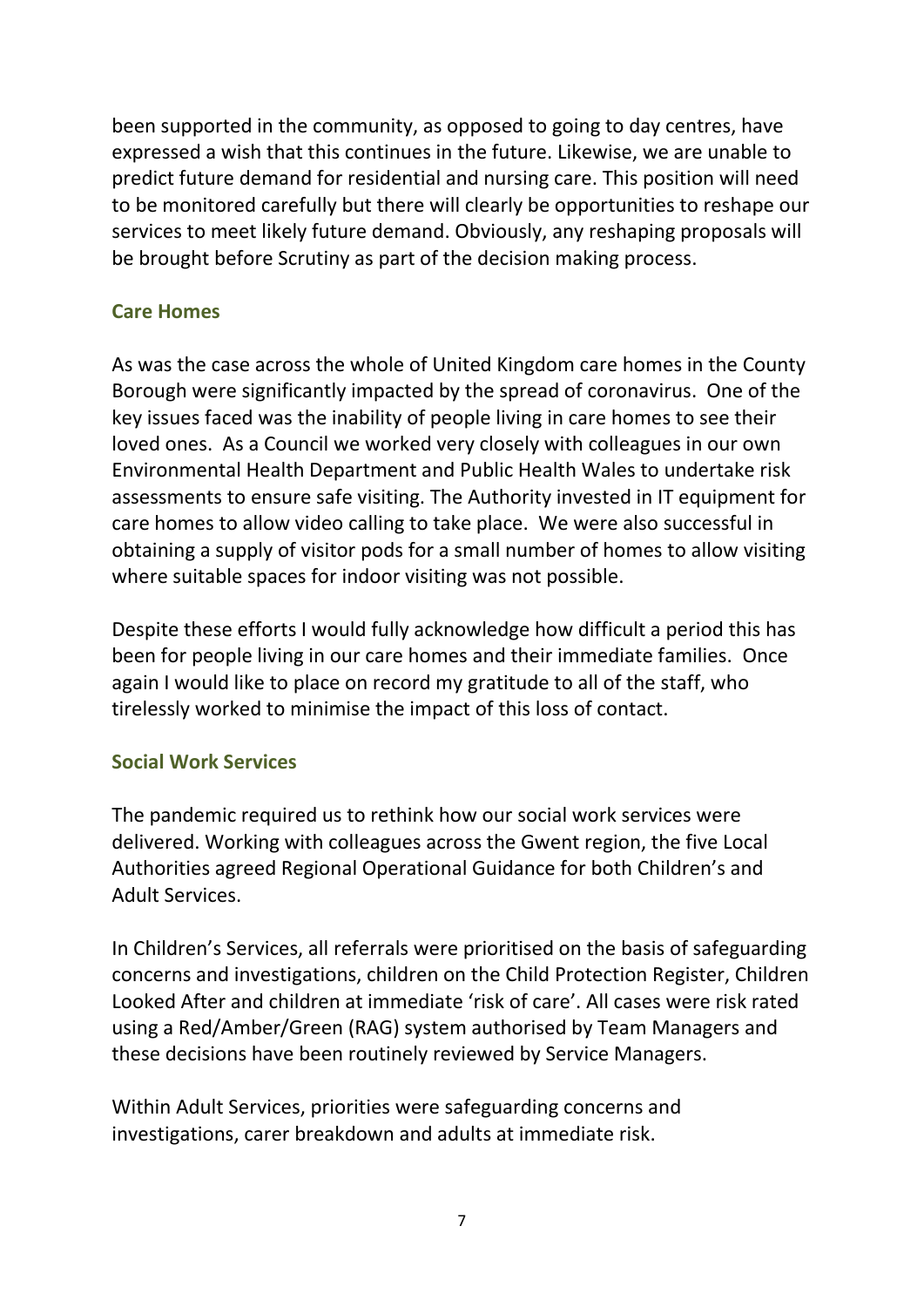been supported in the community, as opposed to going to day centres, have expressed a wish that this continues in the future. Likewise, we are unable to predict future demand for residential and nursing care. This position will need to be monitored carefully but there will clearly be opportunities to reshape our services to meet likely future demand. Obviously, any reshaping proposals will be brought before Scrutiny as part of the decision making process.

### Care Homes

As was the case across the whole of United Kingdom care homes in the County Borough were significantly impacted by the spread of coronavirus. One of the key issues faced was the inability of people living in care homes to see their loved ones. As a Council we worked very closely with colleagues in our own Environmental Health Department and Public Health Wales to undertake risk assessments to ensure safe visiting. The Authority invested in IT equipment for care homes to allow video calling to take place. We were also successful in obtaining a supply of visitor pods for a small number of homes to allow visiting where suitable spaces for indoor visiting was not possible.

Despite these efforts I would fully acknowledge how difficult a period this has been for people living in our care homes and their immediate families. Once again I would like to place on record my gratitude to all of the staff, who tirelessly worked to minimise the impact of this loss of contact.

### Social Work Services

The pandemic required us to rethink how our social work services were delivered. Working with colleagues across the Gwent region, the five Local Authorities agreed Regional Operational Guidance for both Children's and Adult Services.

In Children's Services, all referrals were prioritised on the basis of safeguarding concerns and investigations, children on the Child Protection Register, Children Looked After and children at immediate 'risk of care'. All cases were risk rated using a Red/Amber/Green (RAG) system authorised by Team Managers and these decisions have been routinely reviewed by Service Managers.

Within Adult Services, priorities were safeguarding concerns and investigations, carer breakdown and adults at immediate risk.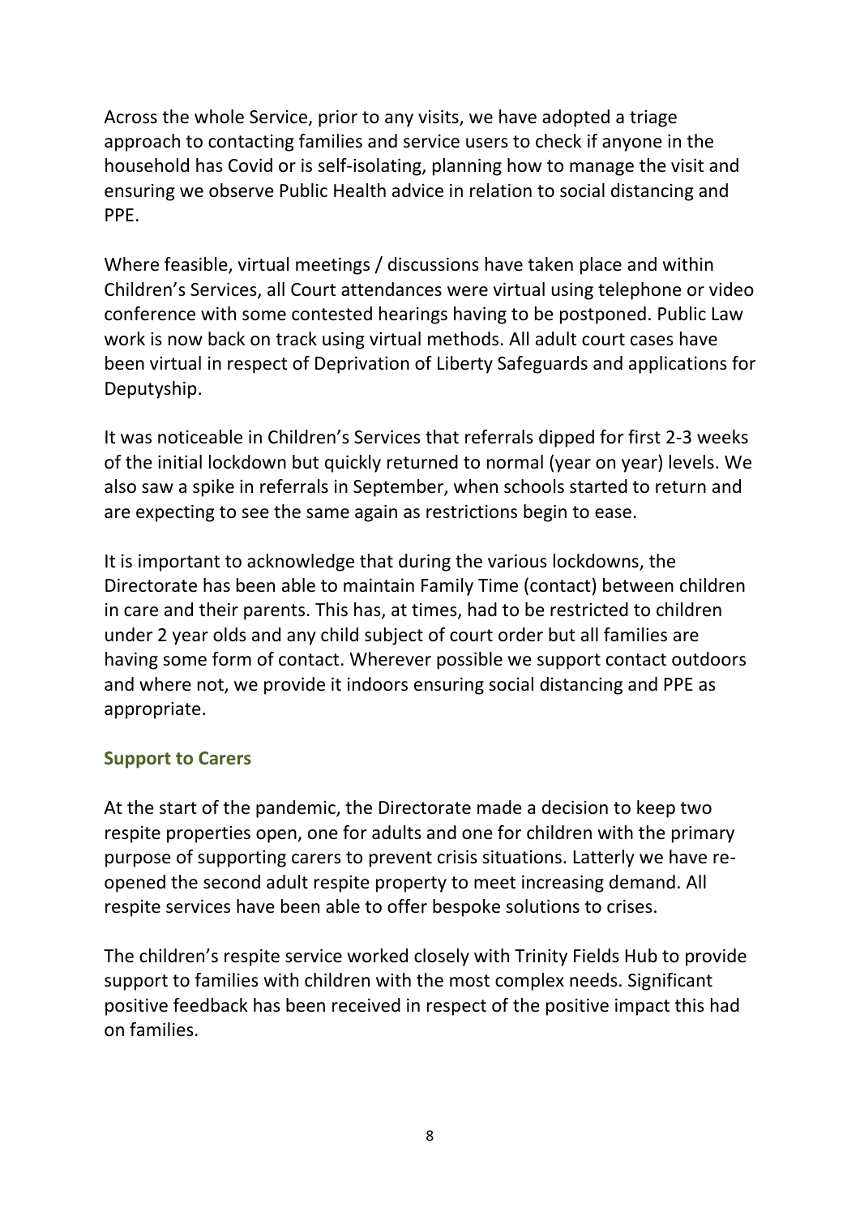Across the whole Service, prior to any visits, we have adopted a triage approach to contacting families and service users to check if anyone in the household has Covid or is self-isolating, planning how to manage the visit and ensuring we observe Public Health advice in relation to social distancing and PPE.

Where feasible, virtual meetings / discussions have taken place and within Children's Services, all Court attendances were virtual using telephone or video conference with some contested hearings having to be postponed. Public Law work is now back on track using virtual methods. All adult court cases have been virtual in respect of Deprivation of Liberty Safeguards and applications for Deputyship.

It was noticeable in Children's Services that referrals dipped for first 2-3 weeks of the initial lockdown but quickly returned to normal (year on year) levels. We also saw a spike in referrals in September, when schools started to return and are expecting to see the same again as restrictions begin to ease.

It is important to acknowledge that during the various lockdowns, the Directorate has been able to maintain Family Time (contact) between children in care and their parents. This has, at times, had to be restricted to children under 2 year olds and any child subject of court order but all families are having some form of contact. Wherever possible we support contact outdoors and where not, we provide it indoors ensuring social distancing and PPE as appropriate.

### Support to Carers

At the start of the pandemic, the Directorate made a decision to keep two respite properties open, one for adults and one for children with the primary purpose of supporting carers to prevent crisis situations. Latterly we have re-opened the second adult respite property to meet increasing demand. All respite services have been able to offer bespoke solutions to crises.

The children's respite service worked closely with Trinity Fields Hub to provide support to families with children with the most complex needs. Significant positive feedback has been received in respect of the positive impact this had on families.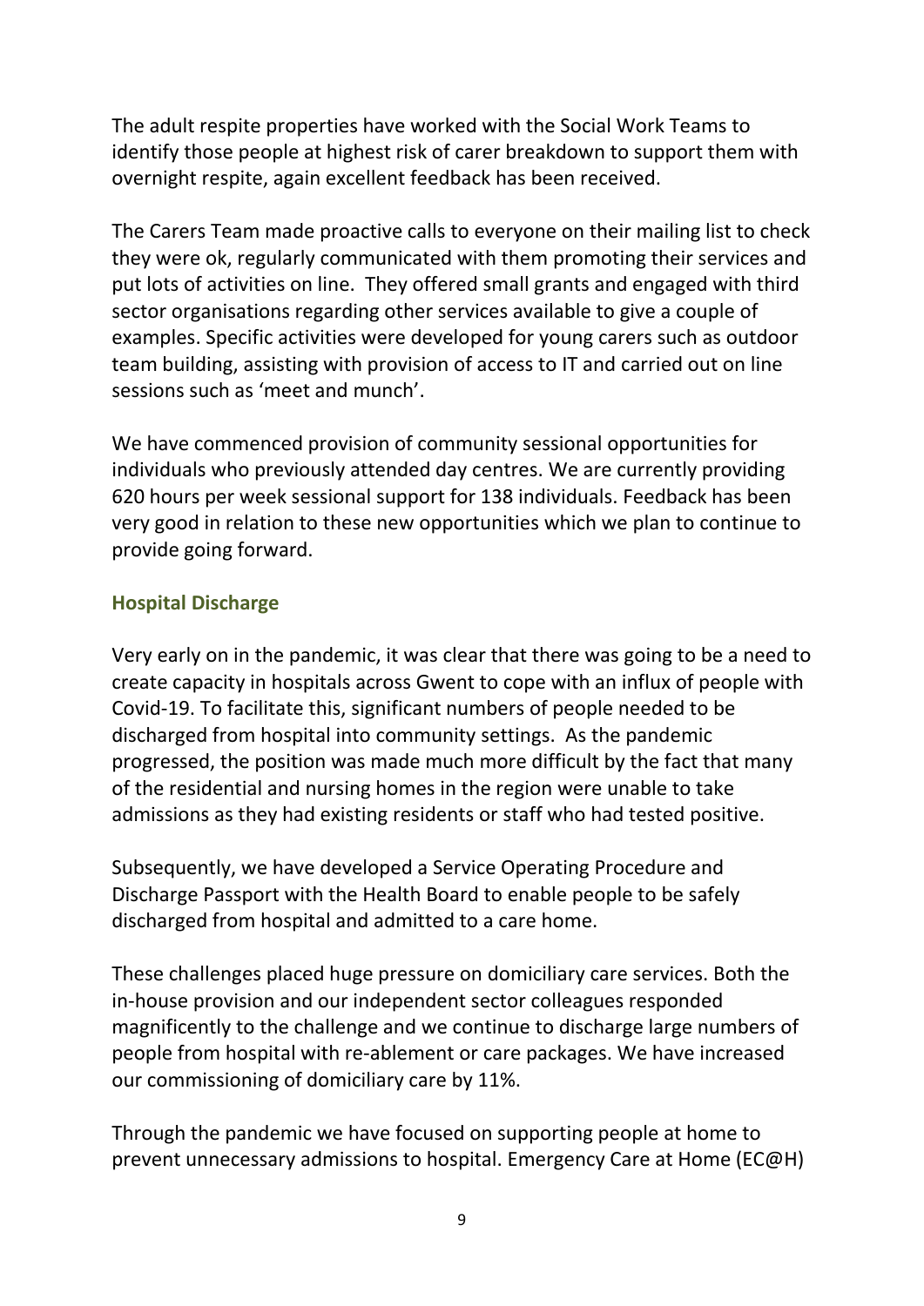The adult respite properties have worked with the Social Work Teams to identify those people at highest risk of carer breakdown to support them with overnight respite, again excellent feedback has been received.

The Carers Team made proactive calls to everyone on their mailing list to check they were ok, regularly communicated with them promoting their services and put lots of activities on line. They offered small grants and engaged with third sector organisations regarding other services available to give a couple of examples. Specific activities were developed for young carers such as outdoor team building, assisting with provision of access to IT and carried out on line sessions such as 'meet and munch'.

We have commenced provision of community sessional opportunities for individuals who previously attended day centres. We are currently providing 620 hours per week sessional support for 138 individuals. Feedback has been very good in relation to these new opportunities which we plan to continue to provide going forward.

### Hospital Discharge

Very early on in the pandemic, it was clear that there was going to be a need to create capacity in hospitals across Gwent to cope with an influx of people with Covid-19. To facilitate this, significant numbers of people needed to be discharged from hospital into community settings. As the pandemic progressed, the position was made much more difficult by the fact that many of the residential and nursing homes in the region were unable to take admissions as they had existing residents or staff who had tested positive.

Subsequently, we have developed a Service Operating Procedure and Discharge Passport with the Health Board to enable people to be safely discharged from hospital and admitted to a care home.

These challenges placed huge pressure on domiciliary care services. Both the in-house provision and our independent sector colleagues responded magnificently to the challenge and we continue to discharge large numbers of people from hospital with re-ablement or care packages. We have increased our commissioning of domiciliary care by 11%.

Through the pandemic we have focused on supporting people at home to prevent unnecessary admissions to hospital. Emergency Care at Home (EC@H)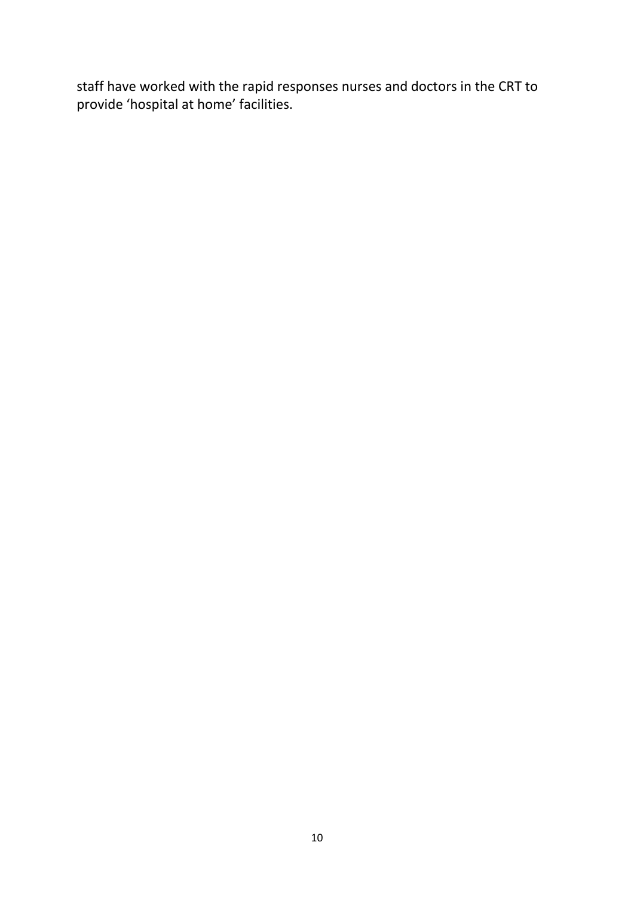staff have worked with the rapid responses nurses and doctors in the CRT to provide ‘hospital at home’ facilities.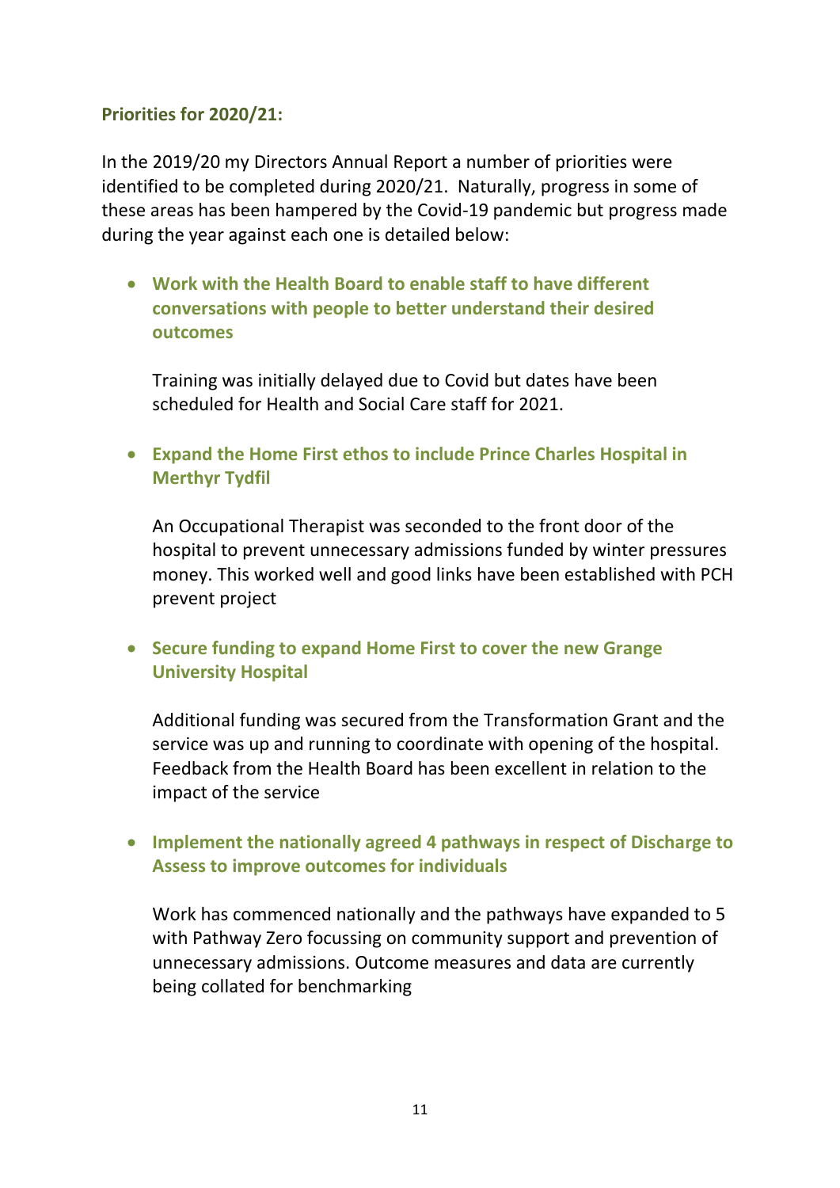**Priorities for 2020/21:**

In the 2019/20 my Directors Annual Report a number of priorities were identified to be completed during 2020/21. Naturally, progress in some of these areas has been hampered by the Covid-19 pandemic but progress made during the year against each one is detailed below:

- **Work with the Health Board to enable staff to have different conversations with people to better understand their desired outcomes**

  Training was initially delayed due to Covid but dates have been scheduled for Health and Social Care staff for 2021.

- **Expand the Home First ethos to include Prince Charles Hospital in Merthyr Tydfil**

  An Occupational Therapist was seconded to the front door of the hospital to prevent unnecessary admissions funded by winter pressures money. This worked well and good links have been established with PCH prevent project

- **Secure funding to expand Home First to cover the new Grange University Hospital**

  Additional funding was secured from the Transformation Grant and the service was up and running to coordinate with opening of the hospital. Feedback from the Health Board has been excellent in relation to the impact of the service

- **Implement the nationally agreed 4 pathways in respect of Discharge to Assess to improve outcomes for individuals**

  Work has commenced nationally and the pathways have expanded to 5 with Pathway Zero focussing on community support and prevention of unnecessary admissions. Outcome measures and data are currently being collated for benchmarking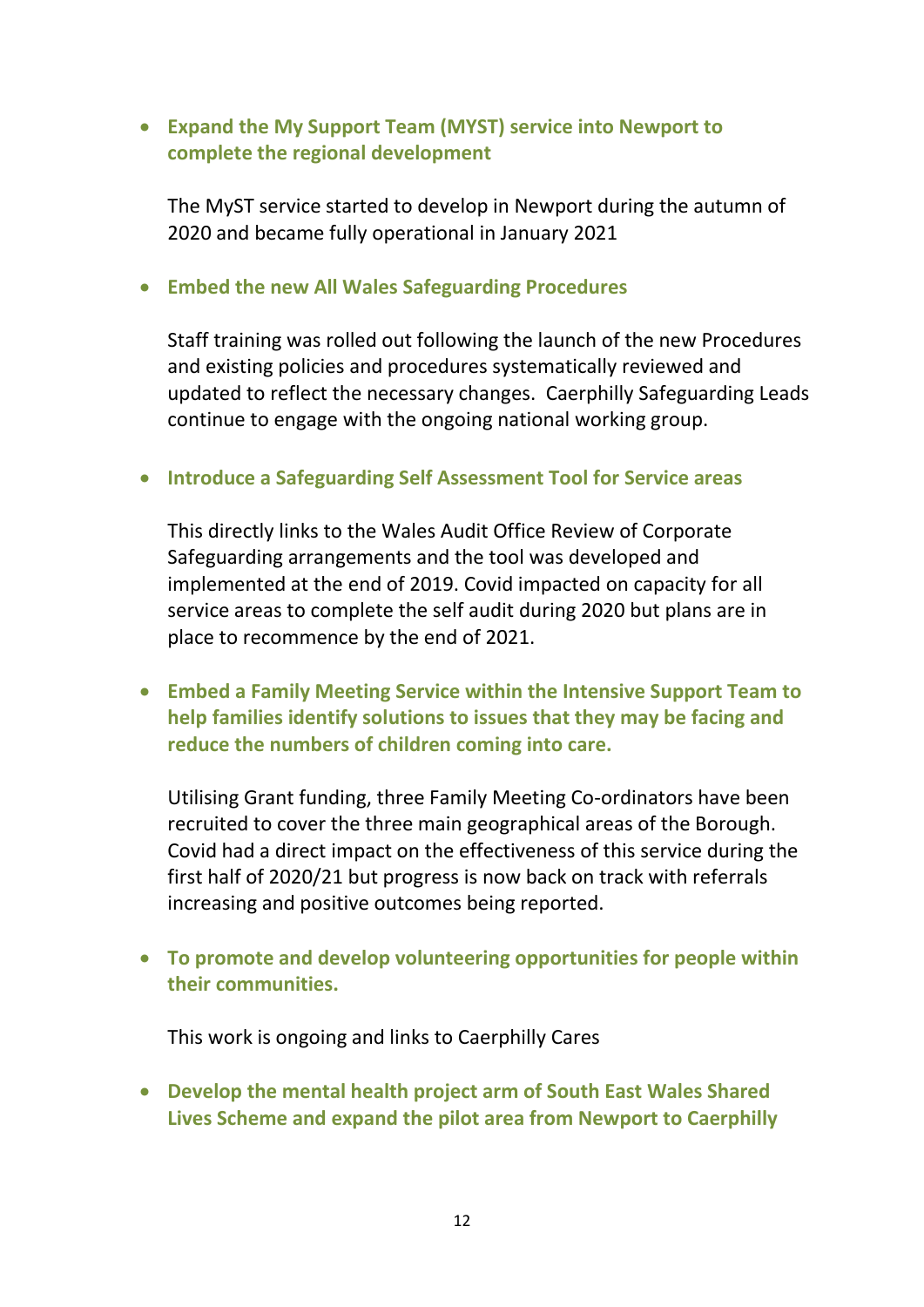- **Expand the My Support Team (MYST) service into Newport to complete the regional development**

  The MyST service started to develop in Newport during the autumn of 2020 and became fully operational in January 2021

- **Embed the new All Wales Safeguarding Procedures**

  Staff training was rolled out following the launch of the new Procedures and existing policies and procedures systematically reviewed and updated to reflect the necessary changes. Caerphilly Safeguarding Leads continue to engage with the ongoing national working group.

- **Introduce a Safeguarding Self Assessment Tool for Service areas**

  This directly links to the Wales Audit Office Review of Corporate Safeguarding arrangements and the tool was developed and implemented at the end of 2019. Covid impacted on capacity for all service areas to complete the self audit during 2020 but plans are in place to recommence by the end of 2021.

- **Embed a Family Meeting Service within the Intensive Support Team to help families identify solutions to issues that they may be facing and reduce the numbers of children coming into care.**

  Utilising Grant funding, three Family Meeting Co-ordinators have been recruited to cover the three main geographical areas of the Borough. Covid had a direct impact on the effectiveness of this service during the first half of 2020/21 but progress is now back on track with referrals increasing and positive outcomes being reported.

- **To promote and develop volunteering opportunities for people within their communities.**

  This work is ongoing and links to Caerphilly Cares

- **Develop the mental health project arm of South East Wales Shared Lives Scheme and expand the pilot area from Newport to Caerphilly**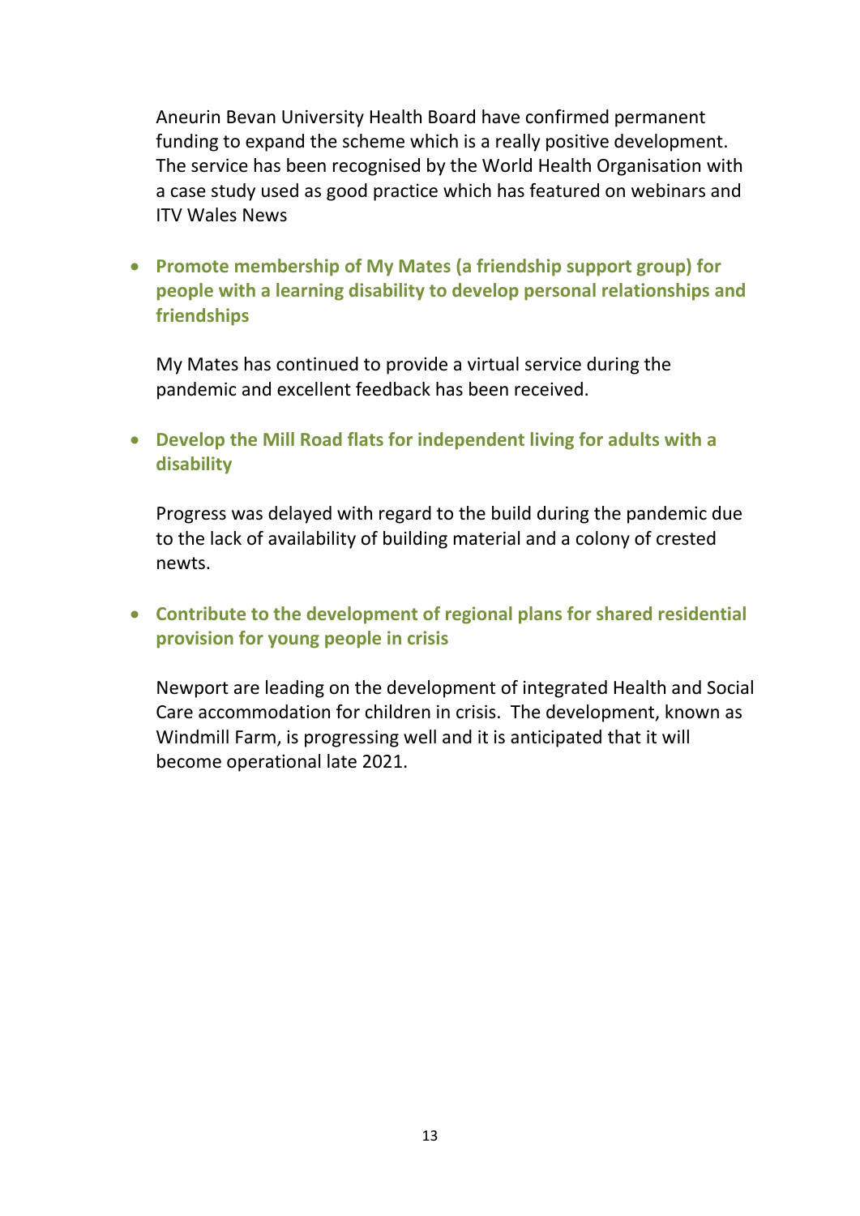Aneurin Bevan University Health Board have confirmed permanent funding to expand the scheme which is a really positive development. The service has been recognised by the World Health Organisation with a case study used as good practice which has featured on webinars and ITV Wales News

- **Promote membership of My Mates (a friendship support group) for people with a learning disability to develop personal relationships and friendships**

  My Mates has continued to provide a virtual service during the pandemic and excellent feedback has been received.

- **Develop the Mill Road flats for independent living for adults with a disability**

  Progress was delayed with regard to the build during the pandemic due to the lack of availability of building material and a colony of crested newts.

- **Contribute to the development of regional plans for shared residential provision for young people in crisis**

  Newport are leading on the development of integrated Health and Social Care accommodation for children in crisis. The development, known as Windmill Farm, is progressing well and it is anticipated that it will become operational late 2021.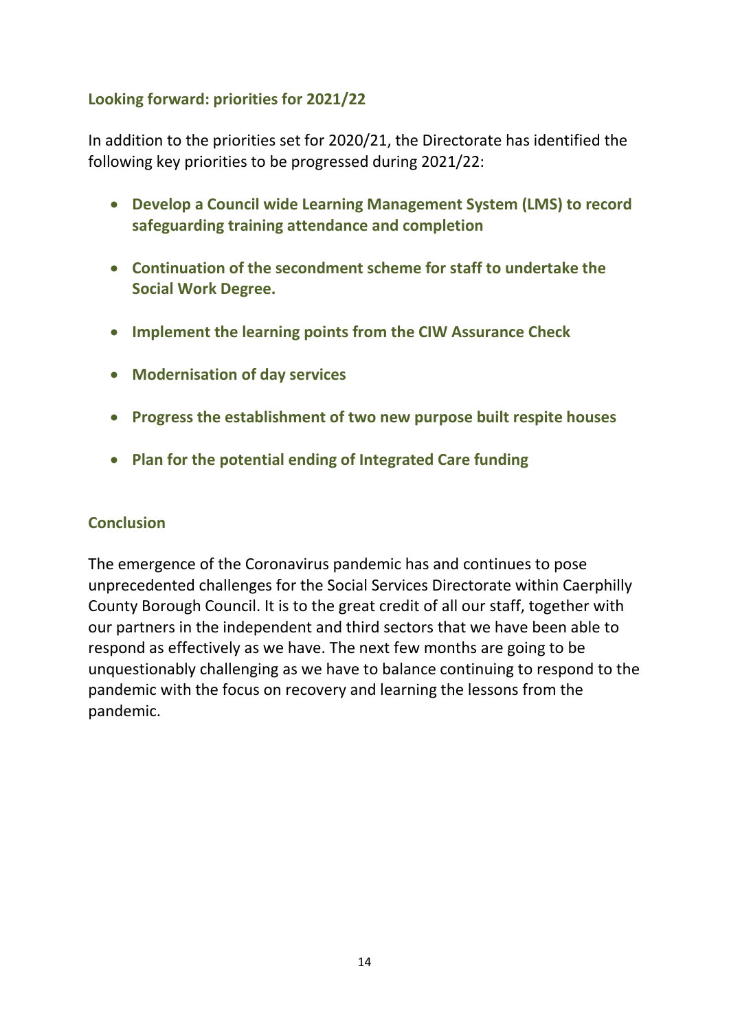## Looking forward: priorities for 2021/22

In addition to the priorities set for 2020/21, the Directorate has identified the following key priorities to be progressed during 2021/22:

- **Develop a Council wide Learning Management System (LMS) to record safeguarding training attendance and completion**
- **Continuation of the secondment scheme for staff to undertake the Social Work Degree.**
- **Implement the learning points from the CIW Assurance Check**
- **Modernisation of day services**
- **Progress the establishment of two new purpose built respite houses**
- **Plan for the potential ending of Integrated Care funding**

## Conclusion

The emergence of the Coronavirus pandemic has and continues to pose unprecedented challenges for the Social Services Directorate within Caerphilly County Borough Council. It is to the great credit of all our staff, together with our partners in the independent and third sectors that we have been able to respond as effectively as we have. The next few months are going to be unquestionably challenging as we have to balance continuing to respond to the pandemic with the focus on recovery and learning the lessons from the pandemic.